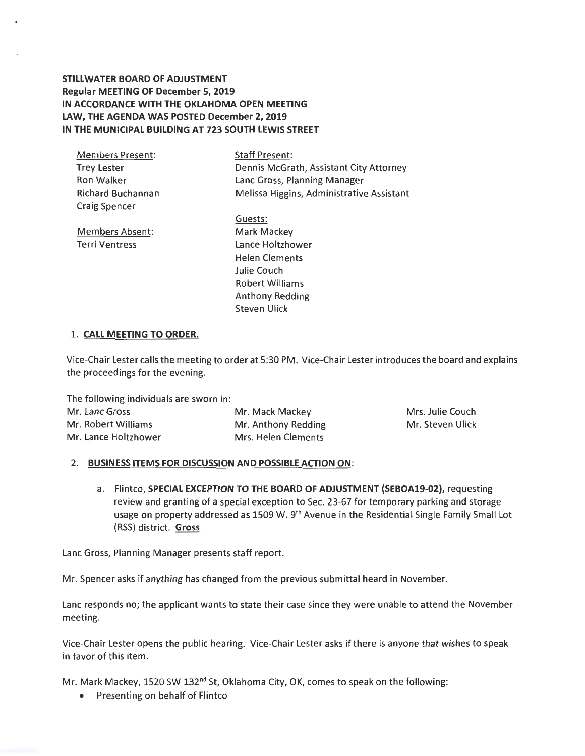**STILLWATER BOARD OF ADJUSTMENT**
**Regular MEETING OF December 5, 2019**
**IN ACCORDANCE WITH THE OKLAHOMA OPEN MEETING LAW, THE AGENDA WAS POSTED December 2, 2019**
**IN THE MUNICIPAL BUILDING AT 723 SOUTH LEWIS STREET**

Members Present:
Trey Lester
Ron Walker
Richard Buchannan
Craig Spencer

Members Absent:
Terri Ventress

Staff Present:
Dennis McGrath, Assistant City Attorney
Lanc Gross, Planning Manager
Melissa Higgins, Administrative Assistant

Guests:
Mark Mackey
Lance Holtzhower
Helen Clements
Julie Couch
Robert Williams
Anthony Redding
Steven Ulick

1. **CALL MEETING TO ORDER.**

Vice-Chair Lester calls the meeting to order at 5:30 PM. Vice-Chair Lester introduces the board and explains the proceedings for the evening.

The following individuals are sworn in:

| | | |
|---|---|---|
| Mr. Lanc Gross | Mr. Mack Mackey | Mrs. Julie Couch |
| Mr. Robert Williams | Mr. Anthony Redding | Mr. Steven Ulick |
| Mr. Lance Holtzhower | Mrs. Helen Clements | |

2. **BUSINESS ITEMS FOR DISCUSSION AND POSSIBLE ACTION ON:**

   a. Flintco, **SPECIAL EXCEPTION TO THE BOARD OF ADJUSTMENT (SEBOA19-02),** requesting review and granting of a special exception to Sec. 23-67 for temporary parking and storage usage on property addressed as 1509 W. 9th Avenue in the Residential Single Family Small Lot (RSS) district. **Gross**

Lanc Gross, Planning Manager presents staff report.

Mr. Spencer asks if anything has changed from the previous submittal heard in November.

Lanc responds no; the applicant wants to state their case since they were unable to attend the November meeting.

Vice-Chair Lester opens the public hearing. Vice-Chair Lester asks if there is anyone that wishes to speak in favor of this item.

Mr. Mark Mackey, 1520 SW 132nd St, Oklahoma City, OK, comes to speak on the following:

- Presenting on behalf of Flintco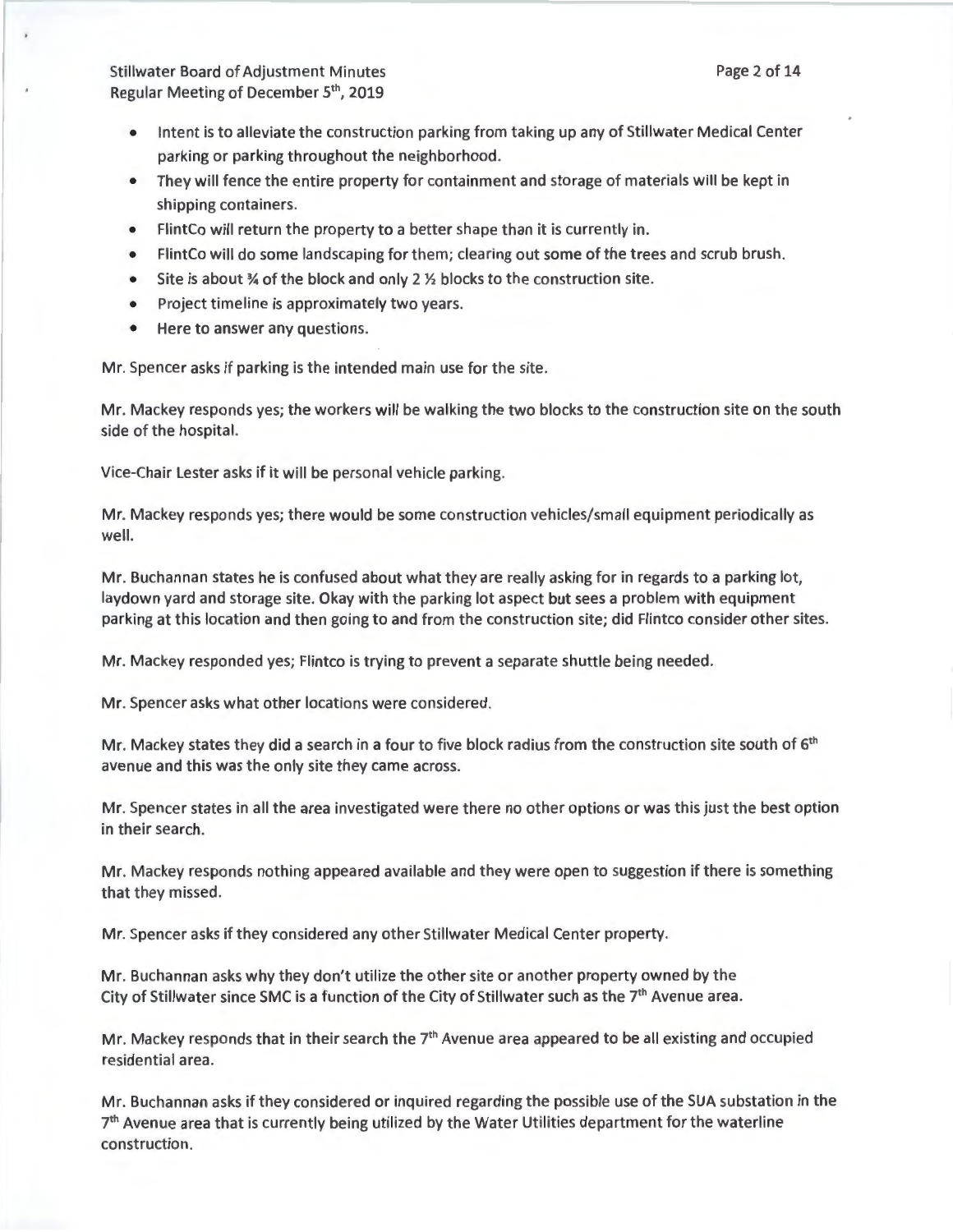- Intent is to alleviate the construction parking from taking up any of Stillwater Medical Center parking or parking throughout the neighborhood.
- They will fence the entire property for containment and storage of materials will be kept in shipping containers.
- FlintCo will return the property to a better shape than it is currently in.
- FlintCo will do some landscaping for them; clearing out some of the trees and scrub brush.
- Site is about ¾ of the block and only 2 ½ blocks to the construction site.
- Project timeline is approximately two years.
- Here to answer any questions.

Mr. Spencer asks if parking is the intended main use for the site.

Mr. Mackey responds yes; the workers will be walking the two blocks to the construction site on the south side of the hospital.

Vice-Chair Lester asks if it will be personal vehicle parking.

Mr. Mackey responds yes; there would be some construction vehicles/small equipment periodically as well.

Mr. Buchannan states he is confused about what they are really asking for in regards to a parking lot, laydown yard and storage site. Okay with the parking lot aspect but sees a problem with equipment parking at this location and then going to and from the construction site; did Flintco consider other sites.

Mr. Mackey responded yes; Flintco is trying to prevent a separate shuttle being needed.

Mr. Spencer asks what other locations were considered.

Mr. Mackey states they did a search in a four to five block radius from the construction site south of 6th avenue and this was the only site they came across.

Mr. Spencer states in all the area investigated were there no other options or was this just the best option in their search.

Mr. Mackey responds nothing appeared available and they were open to suggestion if there is something that they missed.

Mr. Spencer asks if they considered any other Stillwater Medical Center property.

Mr. Buchannan asks why they don't utilize the other site or another property owned by the City of Stillwater since SMC is a function of the City of Stillwater such as the 7th Avenue area.

Mr. Mackey responds that in their search the 7th Avenue area appeared to be all existing and occupied residential area.

Mr. Buchannan asks if they considered or inquired regarding the possible use of the SUA substation in the 7th Avenue area that is currently being utilized by the Water Utilities department for the waterline construction.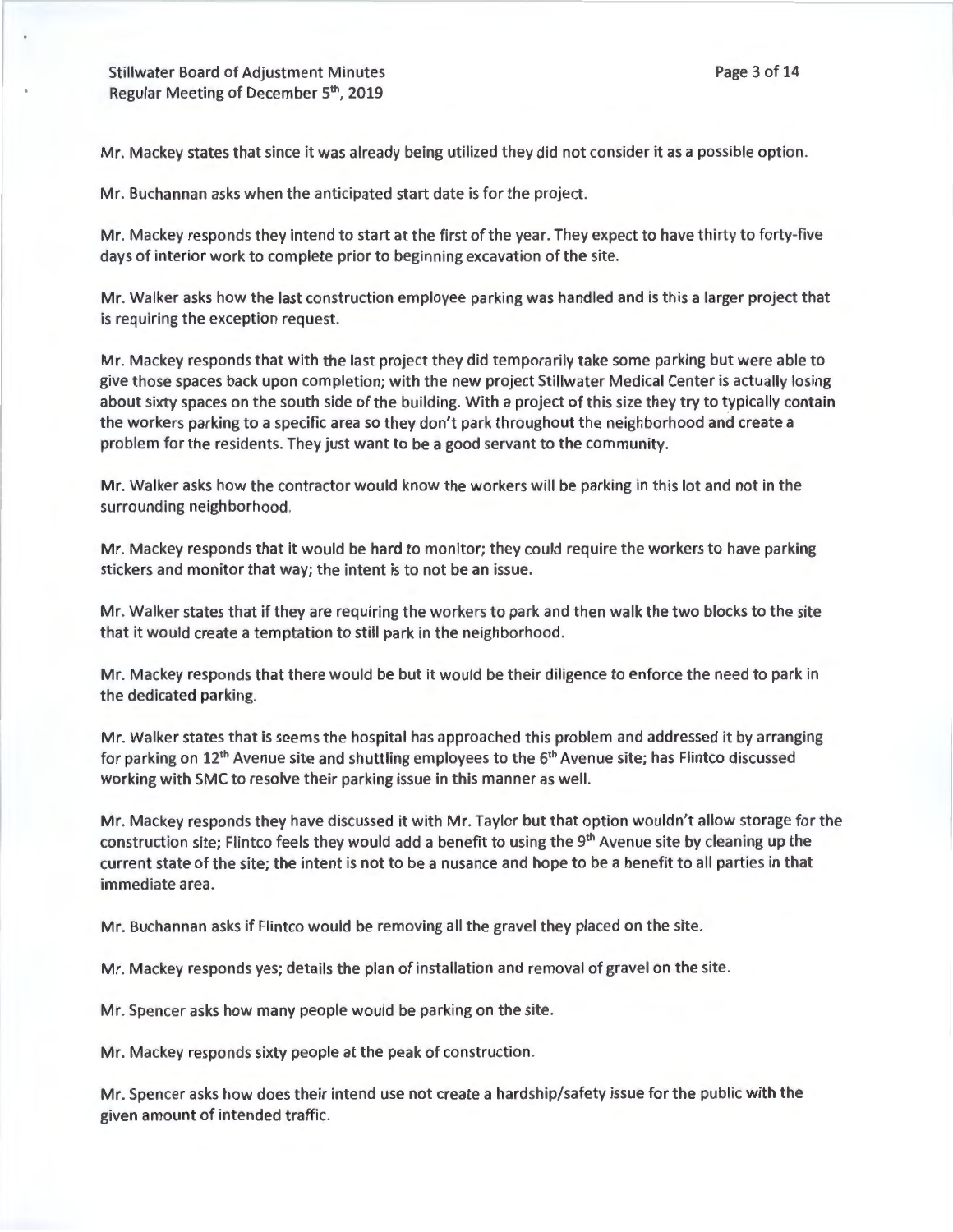Mr. Mackey states that since it was already being utilized they did not consider it as a possible option.

Mr. Buchannan asks when the anticipated start date is for the project.

Mr. Mackey responds they intend to start at the first of the year. They expect to have thirty to forty-five days of interior work to complete prior to beginning excavation of the site.

Mr. Walker asks how the last construction employee parking was handled and is this a larger project that is requiring the exception request.

Mr. Mackey responds that with the last project they did temporarily take some parking but were able to give those spaces back upon completion; with the new project Stillwater Medical Center is actually losing about sixty spaces on the south side of the building. With a project of this size they try to typically contain the workers parking to a specific area so they don't park throughout the neighborhood and create a problem for the residents. They just want to be a good servant to the community.

Mr. Walker asks how the contractor would know the workers will be parking in this lot and not in the surrounding neighborhood.

Mr. Mackey responds that it would be hard to monitor; they could require the workers to have parking stickers and monitor that way; the intent is to not be an issue.

Mr. Walker states that if they are requiring the workers to park and then walk the two blocks to the site that it would create a temptation to still park in the neighborhood.

Mr. Mackey responds that there would be but it would be their diligence to enforce the need to park in the dedicated parking.

Mr. Walker states that is seems the hospital has approached this problem and addressed it by arranging for parking on 12th Avenue site and shuttling employees to the 6th Avenue site; has Flintco discussed working with SMC to resolve their parking issue in this manner as well.

Mr. Mackey responds they have discussed it with Mr. Taylor but that option wouldn't allow storage for the construction site; Flintco feels they would add a benefit to using the 9th Avenue site by cleaning up the current state of the site; the intent is not to be a nusance and hope to be a benefit to all parties in that immediate area.

Mr. Buchannan asks if Flintco would be removing all the gravel they placed on the site.

Mr. Mackey responds yes; details the plan of installation and removal of gravel on the site.

Mr. Spencer asks how many people would be parking on the site.

Mr. Mackey responds sixty people at the peak of construction.

Mr. Spencer asks how does their intend use not create a hardship/safety issue for the public with the given amount of intended traffic.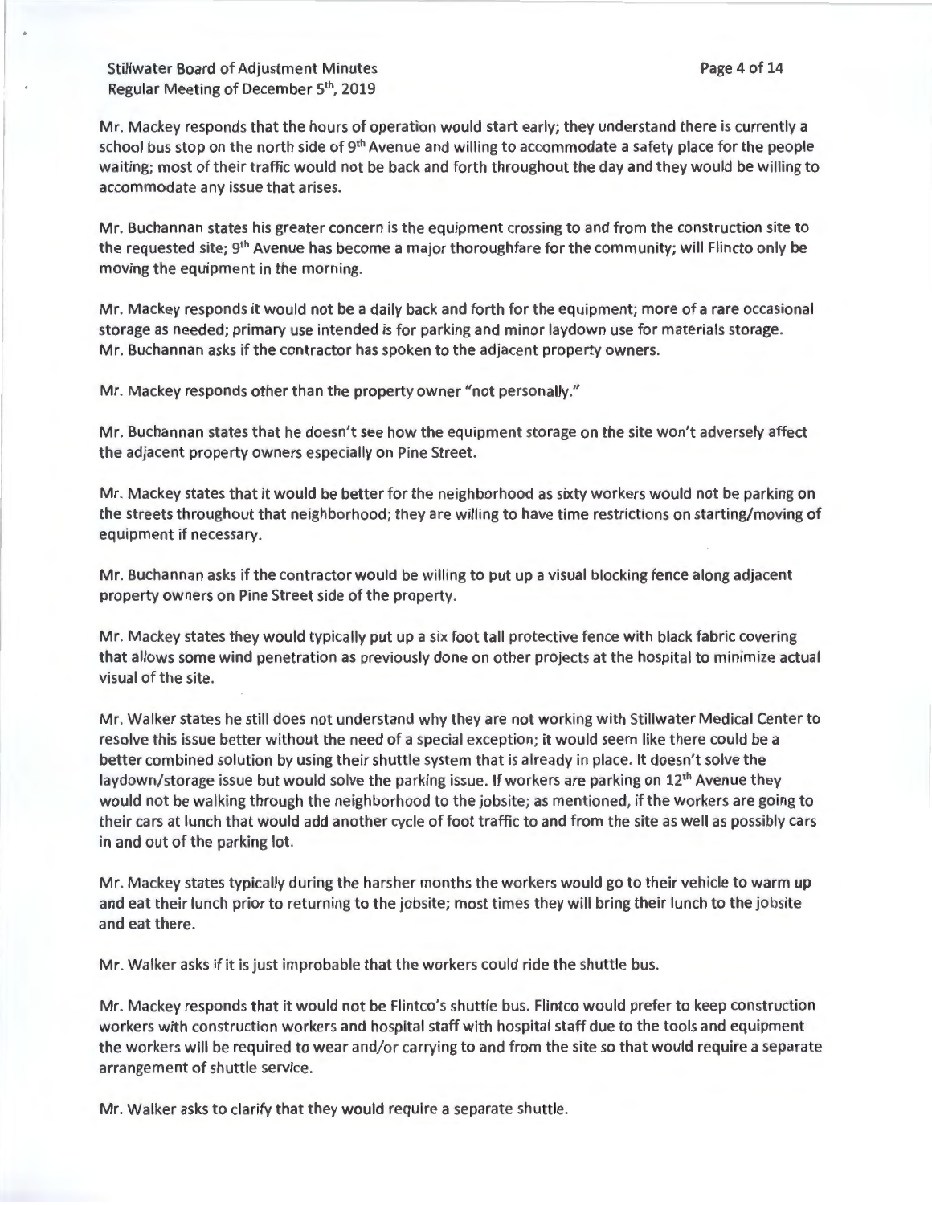Mr. Mackey responds that the hours of operation would start early; they understand there is currently a school bus stop on the north side of 9th Avenue and willing to accommodate a safety place for the people waiting; most of their traffic would not be back and forth throughout the day and they would be willing to accommodate any issue that arises.

Mr. Buchannan states his greater concern is the equipment crossing to and from the construction site to the requested site; 9th Avenue has become a major thoroughfare for the community; will Flincto only be moving the equipment in the morning.

Mr. Mackey responds it would not be a daily back and forth for the equipment; more of a rare occasional storage as needed; primary use intended is for parking and minor laydown use for materials storage. Mr. Buchannan asks if the contractor has spoken to the adjacent property owners.

Mr. Mackey responds other than the property owner "not personally."

Mr. Buchannan states that he doesn't see how the equipment storage on the site won't adversely affect the adjacent property owners especially on Pine Street.

Mr. Mackey states that it would be better for the neighborhood as sixty workers would not be parking on the streets throughout that neighborhood; they are willing to have time restrictions on starting/moving of equipment if necessary.

Mr. Buchannan asks if the contractor would be willing to put up a visual blocking fence along adjacent property owners on Pine Street side of the property.

Mr. Mackey states they would typically put up a six foot tall protective fence with black fabric covering that allows some wind penetration as previously done on other projects at the hospital to minimize actual visual of the site.

Mr. Walker states he still does not understand why they are not working with Stillwater Medical Center to resolve this issue better without the need of a special exception; it would seem like there could be a better combined solution by using their shuttle system that is already in place. It doesn't solve the laydown/storage issue but would solve the parking issue. If workers are parking on 12th Avenue they would not be walking through the neighborhood to the jobsite; as mentioned, if the workers are going to their cars at lunch that would add another cycle of foot traffic to and from the site as well as possibly cars in and out of the parking lot.

Mr. Mackey states typically during the harsher months the workers would go to their vehicle to warm up and eat their lunch prior to returning to the jobsite; most times they will bring their lunch to the jobsite and eat there.

Mr. Walker asks if it is just improbable that the workers could ride the shuttle bus.

Mr. Mackey responds that it would not be Flintco's shuttle bus. Flintco would prefer to keep construction workers with construction workers and hospital staff with hospital staff due to the tools and equipment the workers will be required to wear and/or carrying to and from the site so that would require a separate arrangement of shuttle service.

Mr. Walker asks to clarify that they would require a separate shuttle.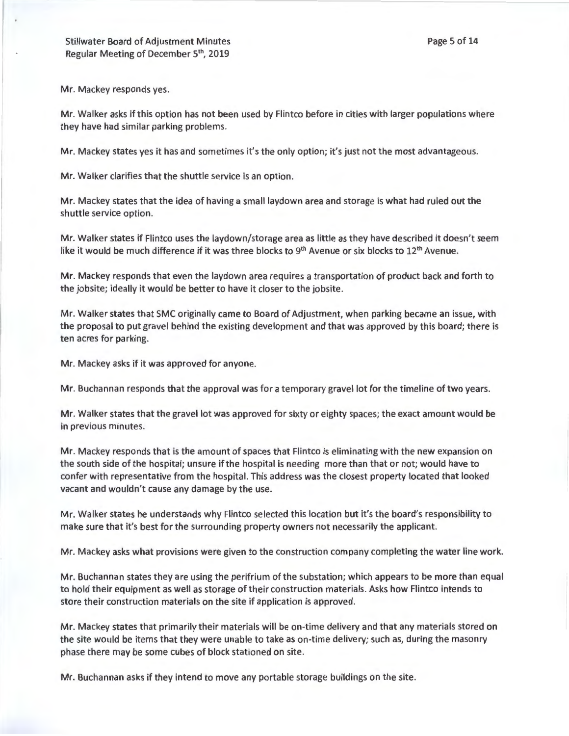Mr. Mackey responds yes.

Mr. Walker asks if this option has not been used by Flintco before in cities with larger populations where they have had similar parking problems.

Mr. Mackey states yes it has and sometimes it's the only option; it's just not the most advantageous.

Mr. Walker clarifies that the shuttle service is an option.

Mr. Mackey states that the idea of having a small laydown area and storage is what had ruled out the shuttle service option.

Mr. Walker states if Flintco uses the laydown/storage area as little as they have described it doesn't seem like it would be much difference if it was three blocks to 9th Avenue or six blocks to 12th Avenue.

Mr. Mackey responds that even the laydown area requires a transportation of product back and forth to the jobsite; ideally it would be better to have it closer to the jobsite.

Mr. Walker states that SMC originally came to Board of Adjustment, when parking became an issue, with the proposal to put gravel behind the existing development and that was approved by this board; there is ten acres for parking.

Mr. Mackey asks if it was approved for anyone.

Mr. Buchannan responds that the approval was for a temporary gravel lot for the timeline of two years.

Mr. Walker states that the gravel lot was approved for sixty or eighty spaces; the exact amount would be in previous minutes.

Mr. Mackey responds that is the amount of spaces that Flintco is eliminating with the new expansion on the south side of the hospital; unsure if the hospital is needing more than that or not; would have to confer with representative from the hospital. This address was the closest property located that looked vacant and wouldn't cause any damage by the use.

Mr. Walker states he understands why Flintco selected this location but it's the board's responsibility to make sure that it's best for the surrounding property owners not necessarily the applicant.

Mr. Mackey asks what provisions were given to the construction company completing the water line work.

Mr. Buchannan states they are using the perifrium of the substation; which appears to be more than equal to hold their equipment as well as storage of their construction materials. Asks how Flintco intends to store their construction materials on the site if application is approved.

Mr. Mackey states that primarily their materials will be on-time delivery and that any materials stored on the site would be items that they were unable to take as on-time delivery; such as, during the masonry phase there may be some cubes of block stationed on site.

Mr. Buchannan asks if they intend to move any portable storage buildings on the site.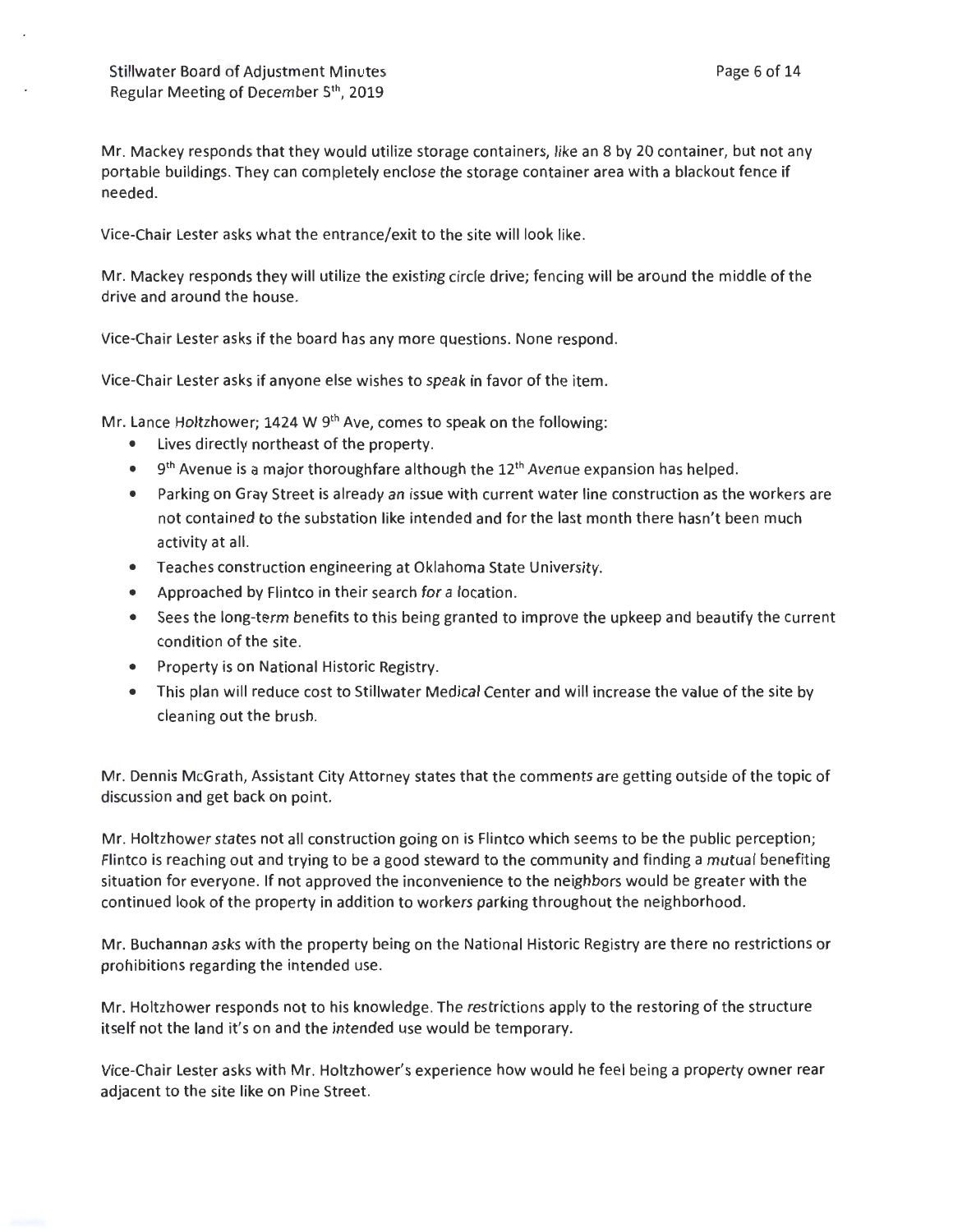Mr. Mackey responds that they would utilize storage containers, like an 8 by 20 container, but not any portable buildings. They can completely enclose the storage container area with a blackout fence if needed.

Vice-Chair Lester asks what the entrance/exit to the site will look like.

Mr. Mackey responds they will utilize the existing circle drive; fencing will be around the middle of the drive and around the house.

Vice-Chair Lester asks if the board has any more questions. None respond.

Vice-Chair Lester asks if anyone else wishes to speak in favor of the item.

Mr. Lance Holtzhower; 1424 W 9th Ave, comes to speak on the following:

- Lives directly northeast of the property.
- 9th Avenue is a major thoroughfare although the 12th Avenue expansion has helped.
- Parking on Gray Street is already an issue with current water line construction as the workers are not contained to the substation like intended and for the last month there hasn't been much activity at all.
- Teaches construction engineering at Oklahoma State University.
- Approached by Flintco in their search for a location.
- Sees the long-term benefits to this being granted to improve the upkeep and beautify the current condition of the site.
- Property is on National Historic Registry.
- This plan will reduce cost to Stillwater Medical Center and will increase the value of the site by cleaning out the brush.

Mr. Dennis McGrath, Assistant City Attorney states that the comments are getting outside of the topic of discussion and get back on point.

Mr. Holtzhower states not all construction going on is Flintco which seems to be the public perception; Flintco is reaching out and trying to be a good steward to the community and finding a mutual benefiting situation for everyone. If not approved the inconvenience to the neighbors would be greater with the continued look of the property in addition to workers parking throughout the neighborhood.

Mr. Buchannan asks with the property being on the National Historic Registry are there no restrictions or prohibitions regarding the intended use.

Mr. Holtzhower responds not to his knowledge. The restrictions apply to the restoring of the structure itself not the land it's on and the intended use would be temporary.

Vice-Chair Lester asks with Mr. Holtzhower's experience how would he feel being a property owner rear adjacent to the site like on Pine Street.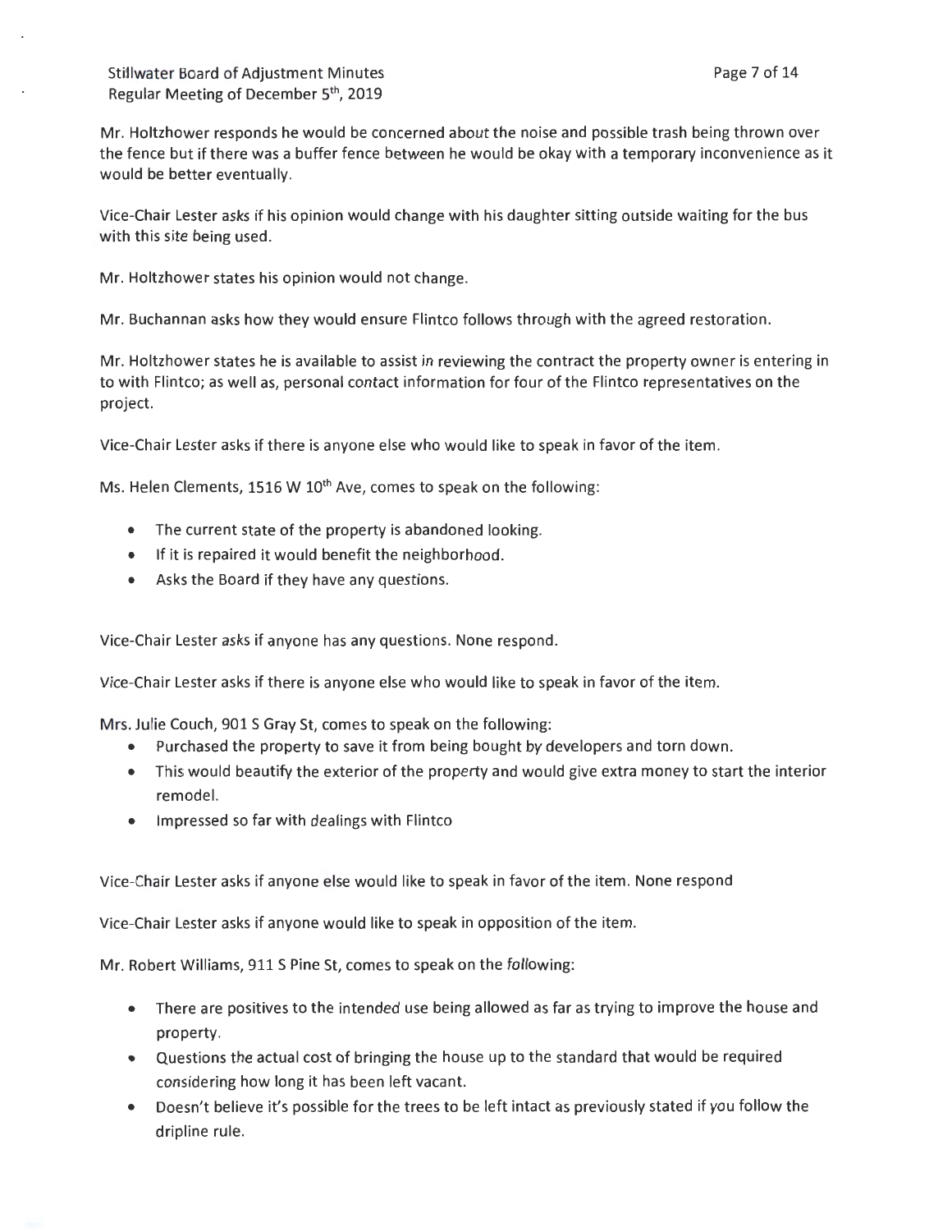Mr. Holtzhower responds he would be concerned about the noise and possible trash being thrown over the fence but if there was a buffer fence between he would be okay with a temporary inconvenience as it would be better eventually.

Vice-Chair Lester asks if his opinion would change with his daughter sitting outside waiting for the bus with this site being used.

Mr. Holtzhower states his opinion would not change.

Mr. Buchannan asks how they would ensure Flintco follows through with the agreed restoration.

Mr. Holtzhower states he is available to assist in reviewing the contract the property owner is entering in to with Flintco; as well as, personal contact information for four of the Flintco representatives on the project.

Vice-Chair Lester asks if there is anyone else who would like to speak in favor of the item.

Ms. Helen Clements, 1516 W 10th Ave, comes to speak on the following:

- The current state of the property is abandoned looking.
- If it is repaired it would benefit the neighborhood.
- Asks the Board if they have any questions.

Vice-Chair Lester asks if anyone has any questions. None respond.

Vice-Chair Lester asks if there is anyone else who would like to speak in favor of the item.

Mrs. Julie Couch, 901 S Gray St, comes to speak on the following:

- Purchased the property to save it from being bought by developers and torn down.
- This would beautify the exterior of the property and would give extra money to start the interior remodel.
- Impressed so far with dealings with Flintco

Vice-Chair Lester asks if anyone else would like to speak in favor of the item. None respond

Vice-Chair Lester asks if anyone would like to speak in opposition of the item.

Mr. Robert Williams, 911 S Pine St, comes to speak on the following:

- There are positives to the intended use being allowed as far as trying to improve the house and property.
- Questions the actual cost of bringing the house up to the standard that would be required considering how long it has been left vacant.
- Doesn't believe it's possible for the trees to be left intact as previously stated if you follow the dripline rule.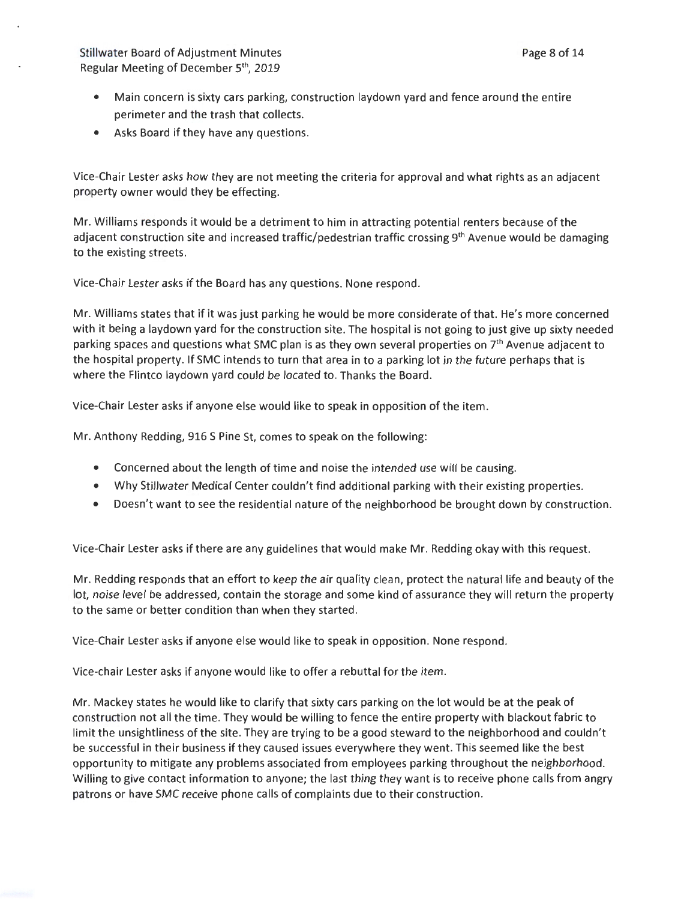- Main concern is sixty cars parking, construction laydown yard and fence around the entire perimeter and the trash that collects.
- Asks Board if they have any questions.

Vice-Chair Lester asks how they are not meeting the criteria for approval and what rights as an adjacent property owner would they be effecting.

Mr. Williams responds it would be a detriment to him in attracting potential renters because of the adjacent construction site and increased traffic/pedestrian traffic crossing 9th Avenue would be damaging to the existing streets.

Vice-Chair Lester asks if the Board has any questions. None respond.

Mr. Williams states that if it was just parking he would be more considerate of that. He's more concerned with it being a laydown yard for the construction site. The hospital is not going to just give up sixty needed parking spaces and questions what SMC plan is as they own several properties on 7th Avenue adjacent to the hospital property. If SMC intends to turn that area in to a parking lot in the future perhaps that is where the Flintco laydown yard could be located to. Thanks the Board.

Vice-Chair Lester asks if anyone else would like to speak in opposition of the item.

Mr. Anthony Redding, 916 S Pine St, comes to speak on the following:

- Concerned about the length of time and noise the intended use will be causing.
- Why Stillwater Medical Center couldn't find additional parking with their existing properties.
- Doesn't want to see the residential nature of the neighborhood be brought down by construction.

Vice-Chair Lester asks if there are any guidelines that would make Mr. Redding okay with this request.

Mr. Redding responds that an effort to keep the air quality clean, protect the natural life and beauty of the lot, noise level be addressed, contain the storage and some kind of assurance they will return the property to the same or better condition than when they started.

Vice-Chair Lester asks if anyone else would like to speak in opposition. None respond.

Vice-chair Lester asks if anyone would like to offer a rebuttal for the item.

Mr. Mackey states he would like to clarify that sixty cars parking on the lot would be at the peak of construction not all the time. They would be willing to fence the entire property with blackout fabric to limit the unsightliness of the site. They are trying to be a good steward to the neighborhood and couldn't be successful in their business if they caused issues everywhere they went. This seemed like the best opportunity to mitigate any problems associated from employees parking throughout the neighborhood. Willing to give contact information to anyone; the last thing they want is to receive phone calls from angry patrons or have SMC receive phone calls of complaints due to their construction.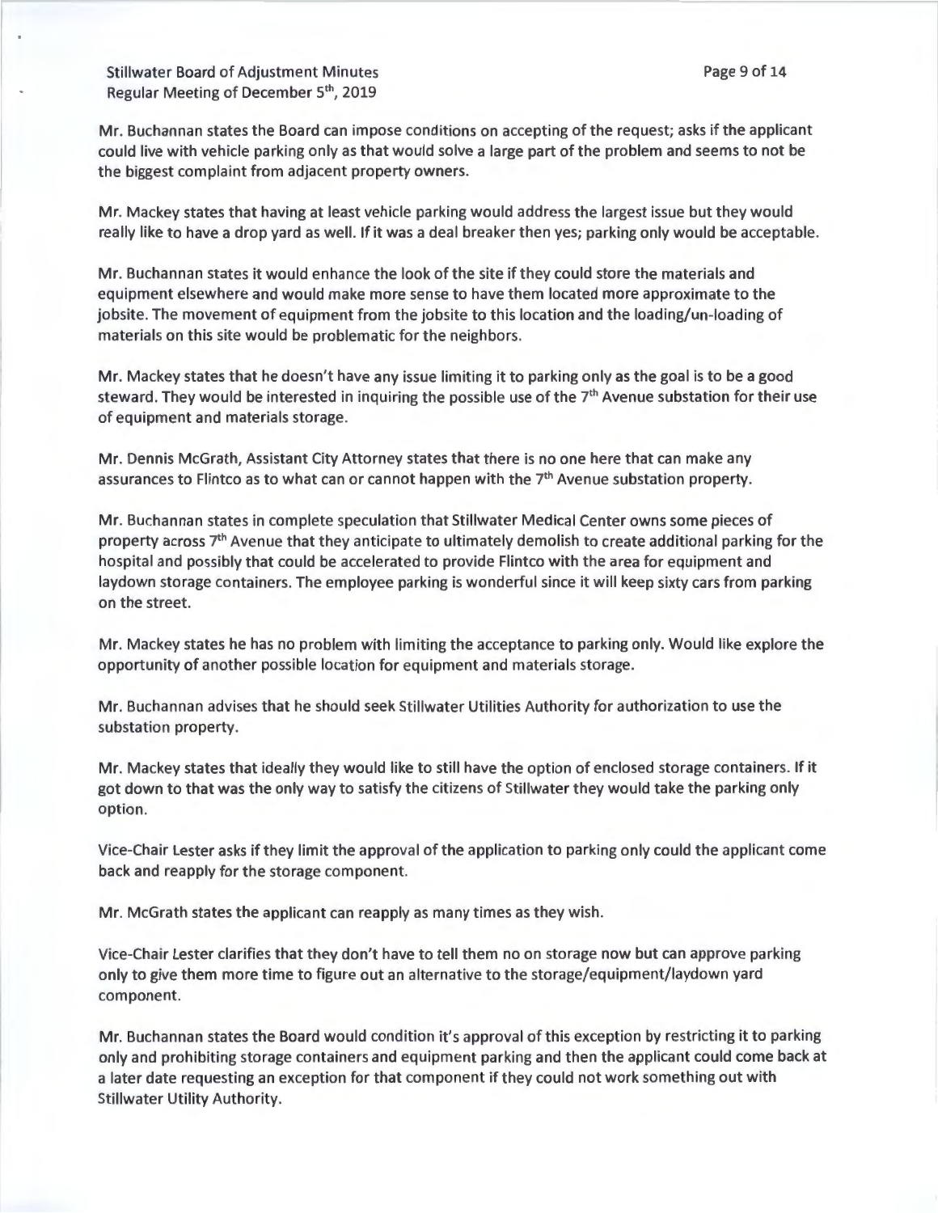Mr. Buchannan states the Board can impose conditions on accepting of the request; asks if the applicant could live with vehicle parking only as that would solve a large part of the problem and seems to not be the biggest complaint from adjacent property owners.

Mr. Mackey states that having at least vehicle parking would address the largest issue but they would really like to have a drop yard as well. If it was a deal breaker then yes; parking only would be acceptable.

Mr. Buchannan states it would enhance the look of the site if they could store the materials and equipment elsewhere and would make more sense to have them located more approximate to the jobsite. The movement of equipment from the jobsite to this location and the loading/un-loading of materials on this site would be problematic for the neighbors.

Mr. Mackey states that he doesn't have any issue limiting it to parking only as the goal is to be a good steward. They would be interested in inquiring the possible use of the 7th Avenue substation for their use of equipment and materials storage.

Mr. Dennis McGrath, Assistant City Attorney states that there is no one here that can make any assurances to Flintco as to what can or cannot happen with the 7th Avenue substation property.

Mr. Buchannan states in complete speculation that Stillwater Medical Center owns some pieces of property across 7th Avenue that they anticipate to ultimately demolish to create additional parking for the hospital and possibly that could be accelerated to provide Flintco with the area for equipment and laydown storage containers. The employee parking is wonderful since it will keep sixty cars from parking on the street.

Mr. Mackey states he has no problem with limiting the acceptance to parking only. Would like explore the opportunity of another possible location for equipment and materials storage.

Mr. Buchannan advises that he should seek Stillwater Utilities Authority for authorization to use the substation property.

Mr. Mackey states that ideally they would like to still have the option of enclosed storage containers. If it got down to that was the only way to satisfy the citizens of Stillwater they would take the parking only option.

Vice-Chair Lester asks if they limit the approval of the application to parking only could the applicant come back and reapply for the storage component.

Mr. McGrath states the applicant can reapply as many times as they wish.

Vice-Chair Lester clarifies that they don't have to tell them no on storage now but can approve parking only to give them more time to figure out an alternative to the storage/equipment/laydown yard component.

Mr. Buchannan states the Board would condition it's approval of this exception by restricting it to parking only and prohibiting storage containers and equipment parking and then the applicant could come back at a later date requesting an exception for that component if they could not work something out with Stillwater Utility Authority.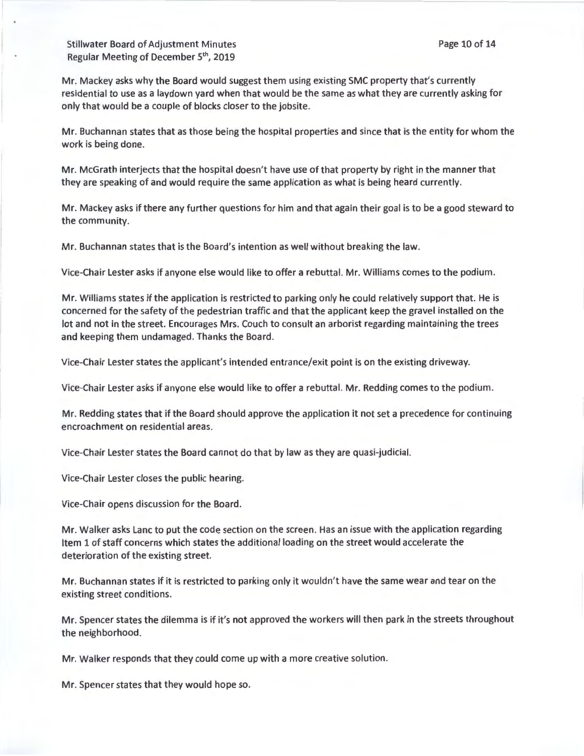Mr. Mackey asks why the Board would suggest them using existing SMC property that's currently residential to use as a laydown yard when that would be the same as what they are currently asking for only that would be a couple of blocks closer to the jobsite.

Mr. Buchannan states that as those being the hospital properties and since that is the entity for whom the work is being done.

Mr. McGrath interjects that the hospital doesn't have use of that property by right in the manner that they are speaking of and would require the same application as what is being heard currently.

Mr. Mackey asks if there any further questions for him and that again their goal is to be a good steward to the community.

Mr. Buchannan states that is the Board's intention as well without breaking the law.

Vice-Chair Lester asks if anyone else would like to offer a rebuttal. Mr. Williams comes to the podium.

Mr. Williams states if the application is restricted to parking only he could relatively support that. He is concerned for the safety of the pedestrian traffic and that the applicant keep the gravel installed on the lot and not in the street. Encourages Mrs. Couch to consult an arborist regarding maintaining the trees and keeping them undamaged. Thanks the Board.

Vice-Chair Lester states the applicant's intended entrance/exit point is on the existing driveway.

Vice-Chair Lester asks if anyone else would like to offer a rebuttal. Mr. Redding comes to the podium.

Mr. Redding states that if the Board should approve the application it not set a precedence for continuing encroachment on residential areas.

Vice-Chair Lester states the Board cannot do that by law as they are quasi-judicial.

Vice-Chair Lester closes the public hearing.

Vice-Chair opens discussion for the Board.

Mr. Walker asks Lanc to put the code section on the screen. Has an issue with the application regarding Item 1 of staff concerns which states the additional loading on the street would accelerate the deterioration of the existing street.

Mr. Buchannan states if it is restricted to parking only it wouldn't have the same wear and tear on the existing street conditions.

Mr. Spencer states the dilemma is if it's not approved the workers will then park in the streets throughout the neighborhood.

Mr. Walker responds that they could come up with a more creative solution.

Mr. Spencer states that they would hope so.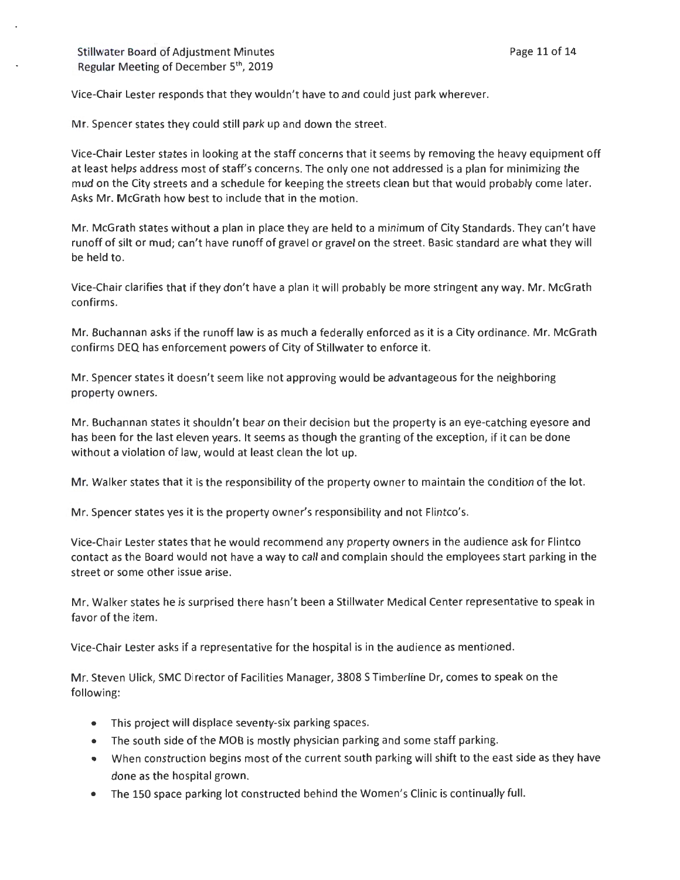Vice-Chair Lester responds that they wouldn't have to and could just park wherever.

Mr. Spencer states they could still park up and down the street.

Vice-Chair Lester states in looking at the staff concerns that it seems by removing the heavy equipment off at least helps address most of staff's concerns. The only one not addressed is a plan for minimizing the mud on the City streets and a schedule for keeping the streets clean but that would probably come later. Asks Mr. McGrath how best to include that in the motion.

Mr. McGrath states without a plan in place they are held to a minimum of City Standards. They can't have runoff of silt or mud; can't have runoff of gravel or gravel on the street. Basic standard are what they will be held to.

Vice-Chair clarifies that if they don't have a plan it will probably be more stringent any way. Mr. McGrath confirms.

Mr. Buchannan asks if the runoff law is as much a federally enforced as it is a City ordinance. Mr. McGrath confirms DEQ has enforcement powers of City of Stillwater to enforce it.

Mr. Spencer states it doesn't seem like not approving would be advantageous for the neighboring property owners.

Mr. Buchannan states it shouldn't bear on their decision but the property is an eye-catching eyesore and has been for the last eleven years. It seems as though the granting of the exception, if it can be done without a violation of law, would at least clean the lot up.

Mr. Walker states that it is the responsibility of the property owner to maintain the condition of the lot.

Mr. Spencer states yes it is the property owner's responsibility and not Flintco's.

Vice-Chair Lester states that he would recommend any property owners in the audience ask for Flintco contact as the Board would not have a way to call and complain should the employees start parking in the street or some other issue arise.

Mr. Walker states he is surprised there hasn't been a Stillwater Medical Center representative to speak in favor of the item.

Vice-Chair Lester asks if a representative for the hospital is in the audience as mentioned.

Mr. Steven Ulick, SMC Director of Facilities Manager, 3808 S Timberline Dr, comes to speak on the following:

- This project will displace seventy-six parking spaces.
- The south side of the MOB is mostly physician parking and some staff parking.
- When construction begins most of the current south parking will shift to the east side as they have done as the hospital grown.
- The 150 space parking lot constructed behind the Women's Clinic is continually full.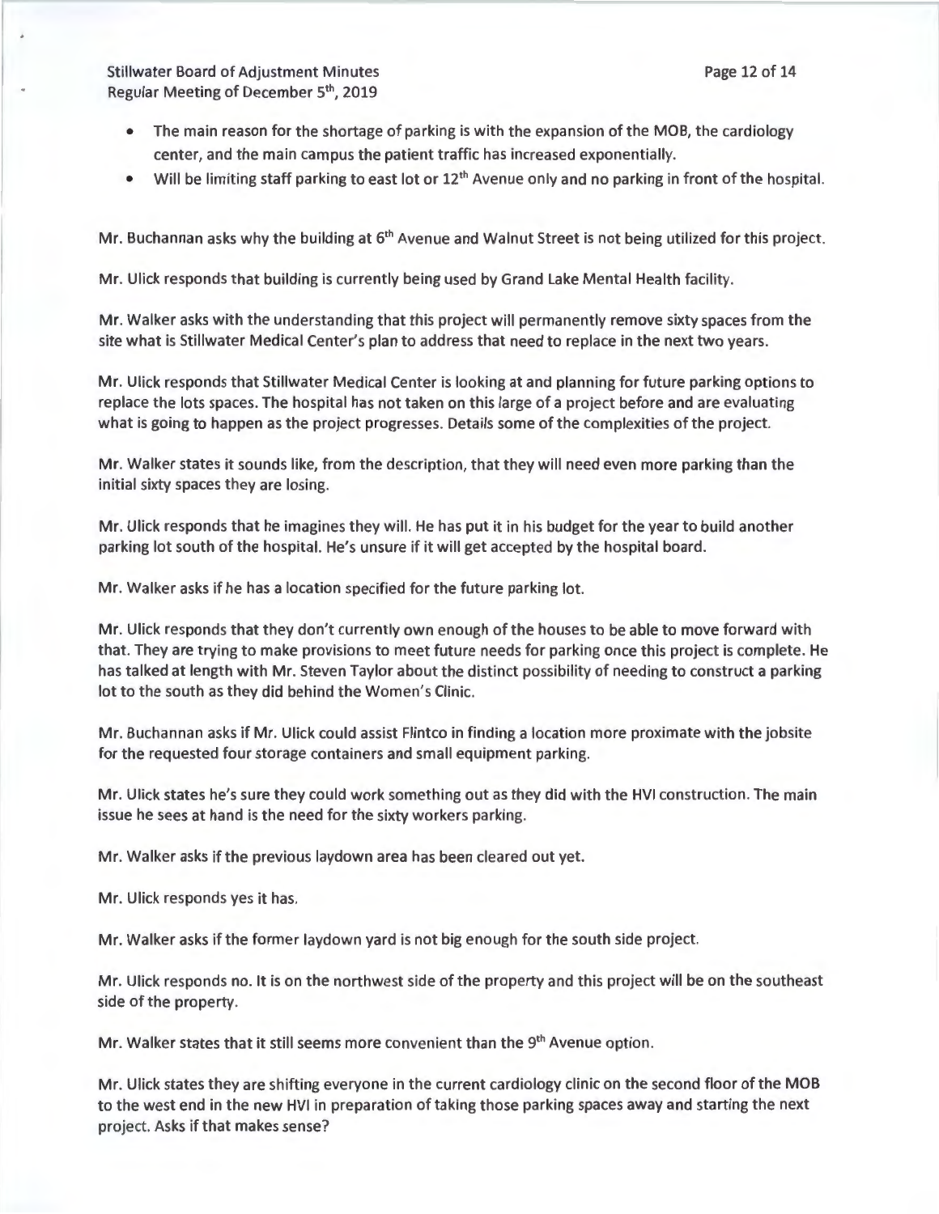- The main reason for the shortage of parking is with the expansion of the MOB, the cardiology center, and the main campus the patient traffic has increased exponentially.
- Will be limiting staff parking to east lot or 12th Avenue only and no parking in front of the hospital.

Mr. Buchannan asks why the building at 6th Avenue and Walnut Street is not being utilized for this project.

Mr. Ulick responds that building is currently being used by Grand Lake Mental Health facility.

Mr. Walker asks with the understanding that this project will permanently remove sixty spaces from the site what is Stillwater Medical Center's plan to address that need to replace in the next two years.

Mr. Ulick responds that Stillwater Medical Center is looking at and planning for future parking options to replace the lots spaces. The hospital has not taken on this large of a project before and are evaluating what is going to happen as the project progresses. Details some of the complexities of the project.

Mr. Walker states it sounds like, from the description, that they will need even more parking than the initial sixty spaces they are losing.

Mr. Ulick responds that he imagines they will. He has put it in his budget for the year to build another parking lot south of the hospital. He's unsure if it will get accepted by the hospital board.

Mr. Walker asks if he has a location specified for the future parking lot.

Mr. Ulick responds that they don't currently own enough of the houses to be able to move forward with that. They are trying to make provisions to meet future needs for parking once this project is complete. He has talked at length with Mr. Steven Taylor about the distinct possibility of needing to construct a parking lot to the south as they did behind the Women's Clinic.

Mr. Buchannan asks if Mr. Ulick could assist Flintco in finding a location more proximate with the jobsite for the requested four storage containers and small equipment parking.

Mr. Ulick states he's sure they could work something out as they did with the HVI construction. The main issue he sees at hand is the need for the sixty workers parking.

Mr. Walker asks if the previous laydown area has been cleared out yet.

Mr. Ulick responds yes it has.

Mr. Walker asks if the former laydown yard is not big enough for the south side project.

Mr. Ulick responds no. It is on the northwest side of the property and this project will be on the southeast side of the property.

Mr. Walker states that it still seems more convenient than the 9th Avenue option.

Mr. Ulick states they are shifting everyone in the current cardiology clinic on the second floor of the MOB to the west end in the new HVI in preparation of taking those parking spaces away and starting the next project. Asks if that makes sense?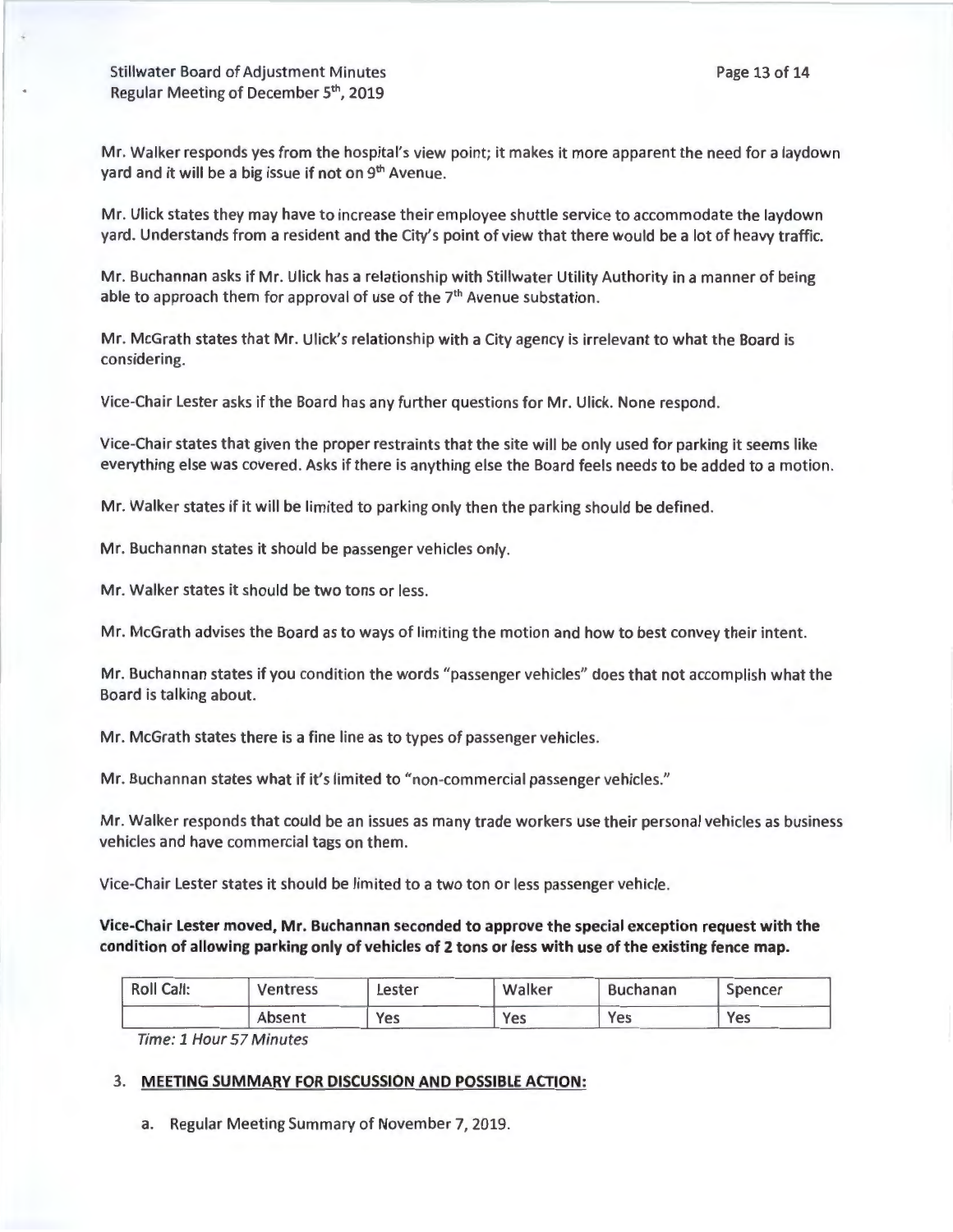Mr. Walker responds yes from the hospital's view point; it makes it more apparent the need for a laydown yard and it will be a big issue if not on 9th Avenue.

Mr. Ulick states they may have to increase their employee shuttle service to accommodate the laydown yard. Understands from a resident and the City's point of view that there would be a lot of heavy traffic.

Mr. Buchannan asks if Mr. Ulick has a relationship with Stillwater Utility Authority in a manner of being able to approach them for approval of use of the 7th Avenue substation.

Mr. McGrath states that Mr. Ulick's relationship with a City agency is irrelevant to what the Board is considering.

Vice-Chair Lester asks if the Board has any further questions for Mr. Ulick. None respond.

Vice-Chair states that given the proper restraints that the site will be only used for parking it seems like everything else was covered. Asks if there is anything else the Board feels needs to be added to a motion.

Mr. Walker states if it will be limited to parking only then the parking should be defined.

Mr. Buchannan states it should be passenger vehicles only.

Mr. Walker states it should be two tons or less.

Mr. McGrath advises the Board as to ways of limiting the motion and how to best convey their intent.

Mr. Buchannan states if you condition the words "passenger vehicles" does that not accomplish what the Board is talking about.

Mr. McGrath states there is a fine line as to types of passenger vehicles.

Mr. Buchannan states what if it's limited to "non-commercial passenger vehicles."

Mr. Walker responds that could be an issues as many trade workers use their personal vehicles as business vehicles and have commercial tags on them.

Vice-Chair Lester states it should be limited to a two ton or less passenger vehicle.

**Vice-Chair Lester moved, Mr. Buchannan seconded to approve the special exception request with the condition of allowing parking only of vehicles of 2 tons or less with use of the existing fence map.**

| Roll Call: | Ventress | Lester | Walker | Buchanan | Spencer |
|---|---|---|---|---|---|
| | Absent | Yes | Yes | Yes | Yes |

*Time: 1 Hour 57 Minutes*

3. **MEETING SUMMARY FOR DISCUSSION AND POSSIBLE ACTION:**

   a. Regular Meeting Summary of November 7, 2019.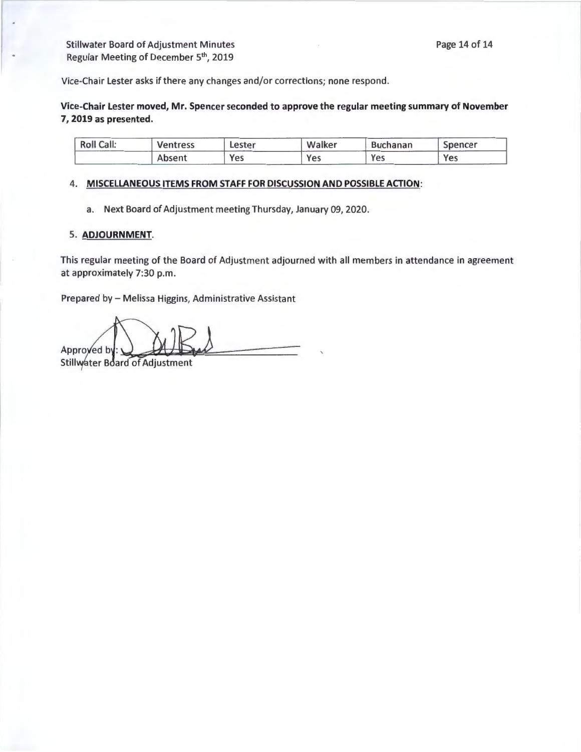Vice-Chair Lester asks if there any changes and/or corrections; none respond.

**Vice-Chair Lester moved, Mr. Spencer seconded to approve the regular meeting summary of November 7, 2019 as presented.**

| Roll Call: | Ventress | Lester | Walker | Buchanan | Spencer |
|---|---|---|---|---|---|
| | Absent | Yes | Yes | Yes | Yes |

4. **MISCELLANEOUS ITEMS FROM STAFF FOR DISCUSSION AND POSSIBLE ACTION**:

   a. Next Board of Adjustment meeting Thursday, January 09, 2020.

5. **ADJOURNMENT**.

This regular meeting of the Board of Adjustment adjourned with all members in attendance in agreement at approximately 7:30 p.m.

Prepared by – Melissa Higgins, Administrative Assistant

Approved by: ____________________
Stillwater Board of Adjustment